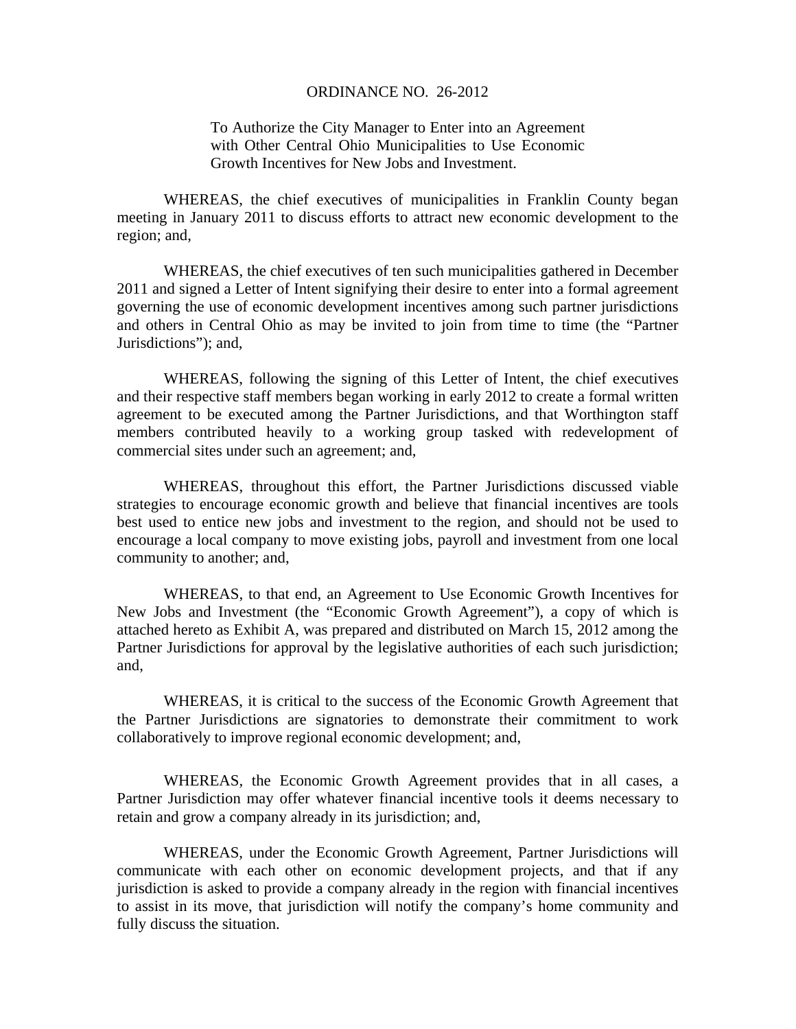# ORDINANCE NO. 26-2012

To Authorize the City Manager to Enter into an Agreement with Other Central Ohio Municipalities to Use Economic Growth Incentives for New Jobs and Investment.

WHEREAS, the chief executives of municipalities in Franklin County began meeting in January 2011 to discuss efforts to attract new economic development to the region; and,

WHEREAS, the chief executives of ten such municipalities gathered in December 2011 and signed a Letter of Intent signifying their desire to enter into a formal agreement governing the use of economic development incentives among such partner jurisdictions and others in Central Ohio as may be invited to join from time to time (the "Partner Jurisdictions"); and,

WHEREAS, following the signing of this Letter of Intent, the chief executives and their respective staff members began working in early 2012 to create a formal written agreement to be executed among the Partner Jurisdictions, and that Worthington staff members contributed heavily to a working group tasked with redevelopment of commercial sites under such an agreement; and,

WHEREAS, throughout this effort, the Partner Jurisdictions discussed viable strategies to encourage economic growth and believe that financial incentives are tools best used to entice new jobs and investment to the region, and should not be used to encourage a local company to move existing jobs, payroll and investment from one local community to another; and,

WHEREAS, to that end, an Agreement to Use Economic Growth Incentives for New Jobs and Investment (the "Economic Growth Agreement"), a copy of which is attached hereto as Exhibit A, was prepared and distributed on March 15, 2012 among the Partner Jurisdictions for approval by the legislative authorities of each such jurisdiction; and,

WHEREAS, it is critical to the success of the Economic Growth Agreement that the Partner Jurisdictions are signatories to demonstrate their commitment to work collaboratively to improve regional economic development; and,

WHEREAS, the Economic Growth Agreement provides that in all cases, a Partner Jurisdiction may offer whatever financial incentive tools it deems necessary to retain and grow a company already in its jurisdiction; and,

WHEREAS, under the Economic Growth Agreement, Partner Jurisdictions will communicate with each other on economic development projects, and that if any jurisdiction is asked to provide a company already in the region with financial incentives to assist in its move, that jurisdiction will notify the company's home community and fully discuss the situation.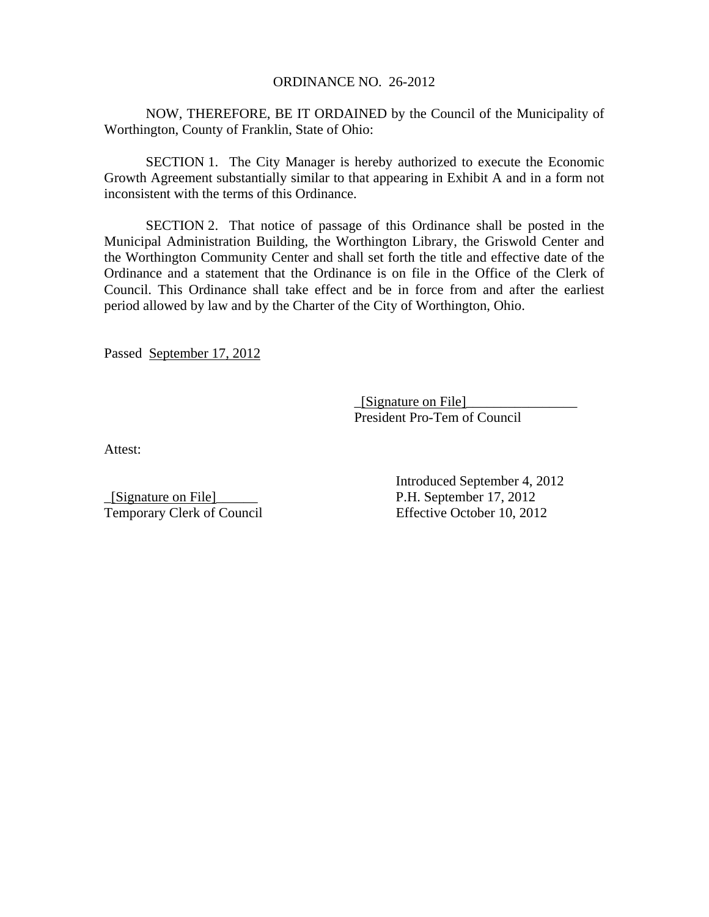ORDINANCE NO. 26-2012

NOW, THEREFORE, BE IT ORDAINED by the Council of the Municipality of Worthington, County of Franklin, State of Ohio:

SECTION 1. The City Manager is hereby authorized to execute the Economic Growth Agreement substantially similar to that appearing in Exhibit A and in a form not inconsistent with the terms of this Ordinance.

SECTION 2. That notice of passage of this Ordinance shall be posted in the Municipal Administration Building, the Worthington Library, the Griswold Center and the Worthington Community Center and shall set forth the title and effective date of the Ordinance and a statement that the Ordinance is on file in the Office of the Clerk of Council. This Ordinance shall take effect and be in force from and after the earliest period allowed by law and by the Charter of the City of Worthington, Ohio.

Passed September 17, 2012

_[Signature on File]________________
President Pro-Tem of Council

Attest:

_[Signature on File]______
Temporary Clerk of Council

Introduced September 4, 2012
P.H. September 17, 2012
Effective October 10, 2012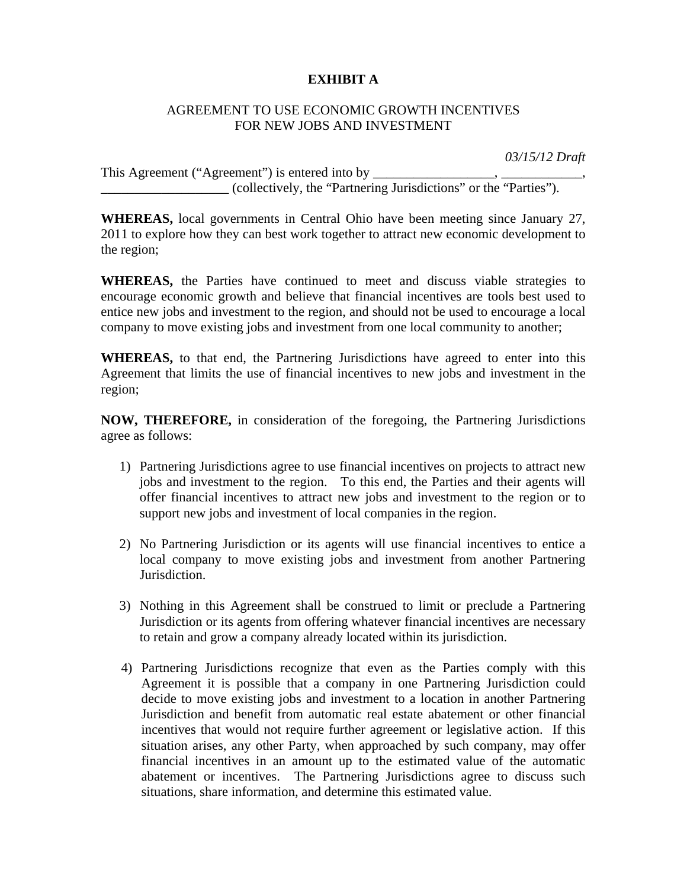**EXHIBIT A**

AGREEMENT TO USE ECONOMIC GROWTH INCENTIVES
FOR NEW JOBS AND INVESTMENT

*03/15/12 Draft*

This Agreement ("Agreement") is entered into by __________________, ____________, ___________________ (collectively, the "Partnering Jurisdictions" or the "Parties").

**WHEREAS,** local governments in Central Ohio have been meeting since January 27, 2011 to explore how they can best work together to attract new economic development to the region;

**WHEREAS,** the Parties have continued to meet and discuss viable strategies to encourage economic growth and believe that financial incentives are tools best used to entice new jobs and investment to the region, and should not be used to encourage a local company to move existing jobs and investment from one local community to another;

**WHEREAS,** to that end, the Partnering Jurisdictions have agreed to enter into this Agreement that limits the use of financial incentives to new jobs and investment in the region;

**NOW, THEREFORE,** in consideration of the foregoing, the Partnering Jurisdictions agree as follows:

1) Partnering Jurisdictions agree to use financial incentives on projects to attract new jobs and investment to the region. To this end, the Parties and their agents will offer financial incentives to attract new jobs and investment to the region or to support new jobs and investment of local companies in the region.

2) No Partnering Jurisdiction or its agents will use financial incentives to entice a local company to move existing jobs and investment from another Partnering Jurisdiction.

3) Nothing in this Agreement shall be construed to limit or preclude a Partnering Jurisdiction or its agents from offering whatever financial incentives are necessary to retain and grow a company already located within its jurisdiction.

4) Partnering Jurisdictions recognize that even as the Parties comply with this Agreement it is possible that a company in one Partnering Jurisdiction could decide to move existing jobs and investment to a location in another Partnering Jurisdiction and benefit from automatic real estate abatement or other financial incentives that would not require further agreement or legislative action. If this situation arises, any other Party, when approached by such company, may offer financial incentives in an amount up to the estimated value of the automatic abatement or incentives. The Partnering Jurisdictions agree to discuss such situations, share information, and determine this estimated value.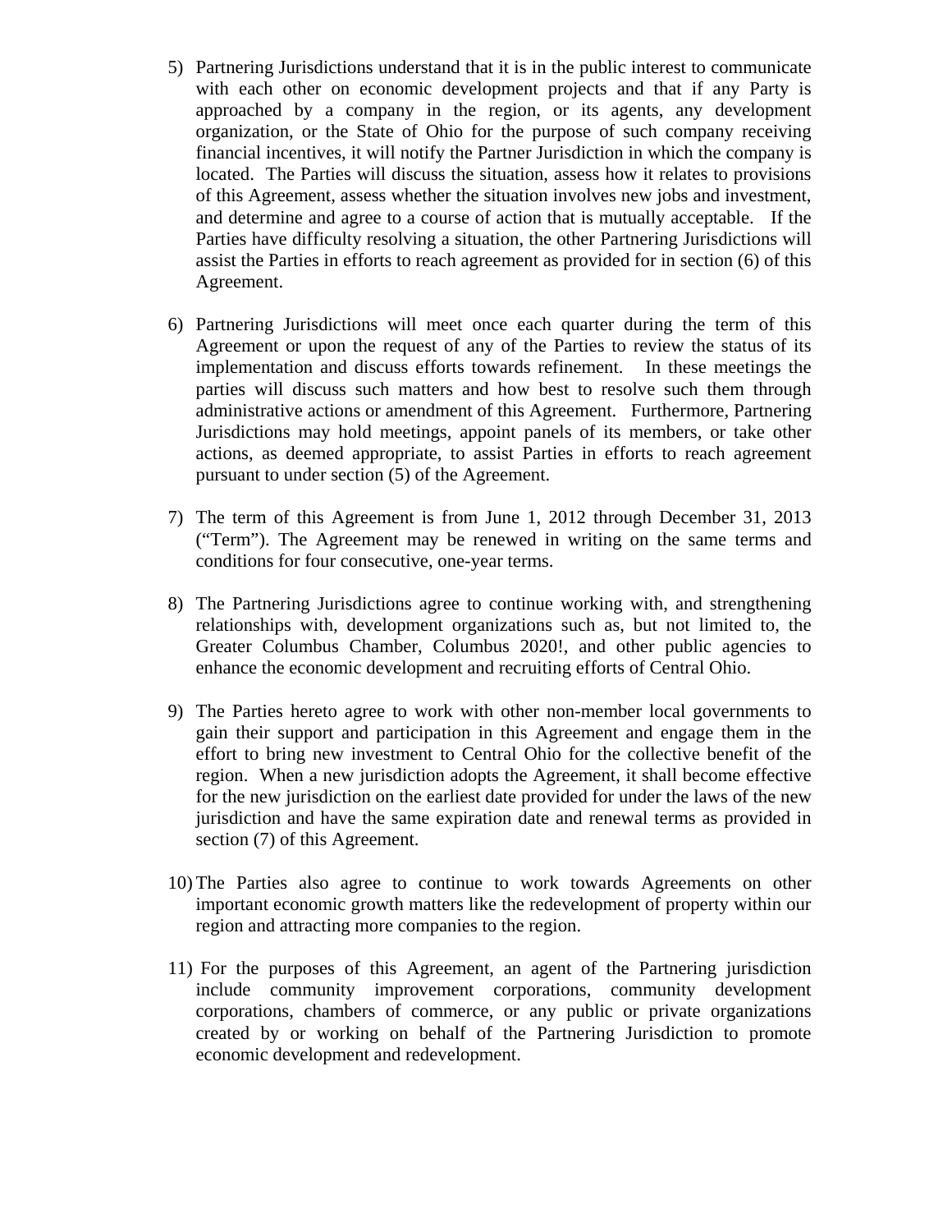5) Partnering Jurisdictions understand that it is in the public interest to communicate with each other on economic development projects and that if any Party is approached by a company in the region, or its agents, any development organization, or the State of Ohio for the purpose of such company receiving financial incentives, it will notify the Partner Jurisdiction in which the company is located. The Parties will discuss the situation, assess how it relates to provisions of this Agreement, assess whether the situation involves new jobs and investment, and determine and agree to a course of action that is mutually acceptable. If the Parties have difficulty resolving a situation, the other Partnering Jurisdictions will assist the Parties in efforts to reach agreement as provided for in section (6) of this Agreement.

6) Partnering Jurisdictions will meet once each quarter during the term of this Agreement or upon the request of any of the Parties to review the status of its implementation and discuss efforts towards refinement. In these meetings the parties will discuss such matters and how best to resolve such them through administrative actions or amendment of this Agreement. Furthermore, Partnering Jurisdictions may hold meetings, appoint panels of its members, or take other actions, as deemed appropriate, to assist Parties in efforts to reach agreement pursuant to under section (5) of the Agreement.

7) The term of this Agreement is from June 1, 2012 through December 31, 2013 ("Term"). The Agreement may be renewed in writing on the same terms and conditions for four consecutive, one-year terms.

8) The Partnering Jurisdictions agree to continue working with, and strengthening relationships with, development organizations such as, but not limited to, the Greater Columbus Chamber, Columbus 2020!, and other public agencies to enhance the economic development and recruiting efforts of Central Ohio.

9) The Parties hereto agree to work with other non-member local governments to gain their support and participation in this Agreement and engage them in the effort to bring new investment to Central Ohio for the collective benefit of the region. When a new jurisdiction adopts the Agreement, it shall become effective for the new jurisdiction on the earliest date provided for under the laws of the new jurisdiction and have the same expiration date and renewal terms as provided in section (7) of this Agreement.

10) The Parties also agree to continue to work towards Agreements on other important economic growth matters like the redevelopment of property within our region and attracting more companies to the region.

11) For the purposes of this Agreement, an agent of the Partnering jurisdiction include community improvement corporations, community development corporations, chambers of commerce, or any public or private organizations created by or working on behalf of the Partnering Jurisdiction to promote economic development and redevelopment.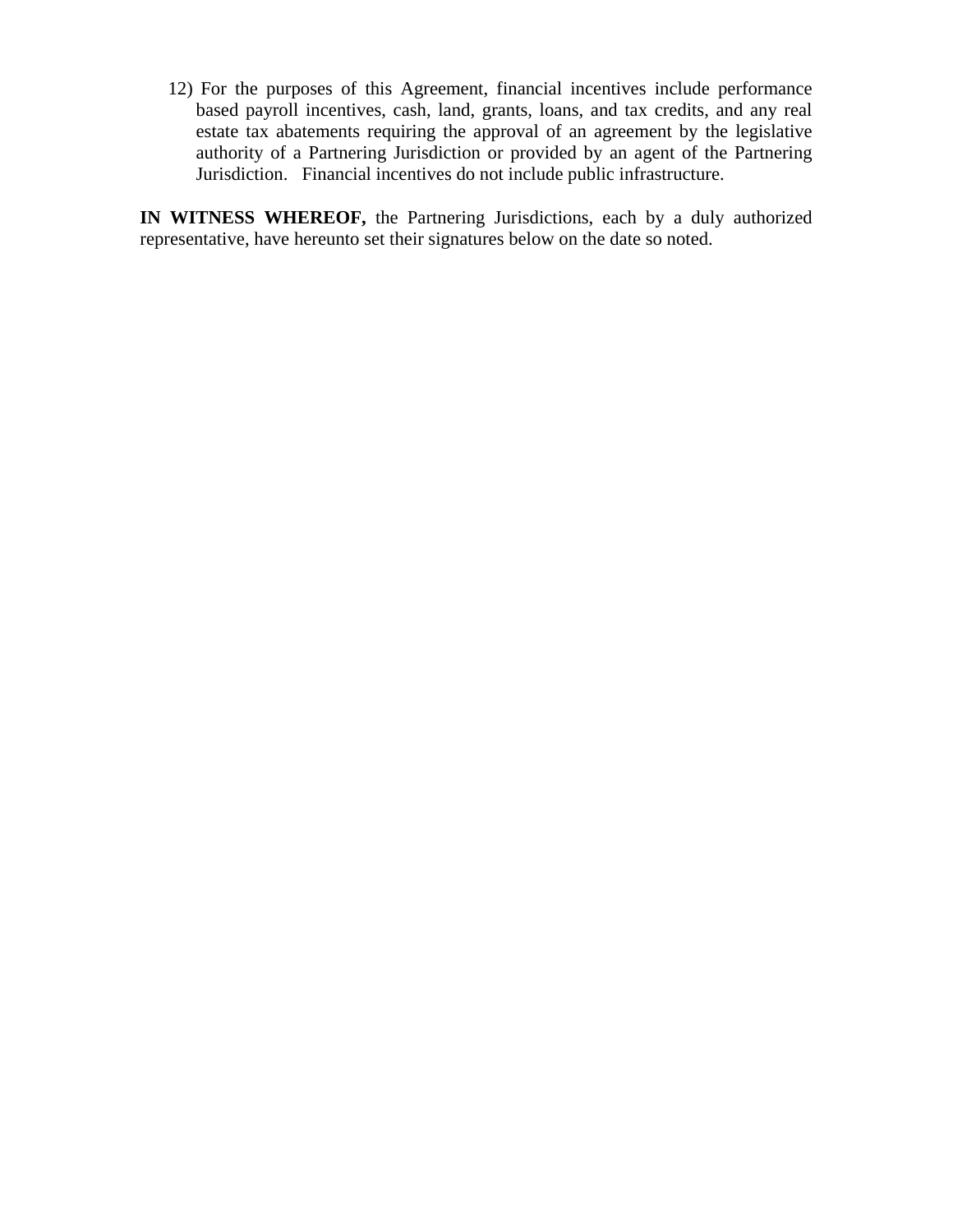12) For the purposes of this Agreement, financial incentives include performance based payroll incentives, cash, land, grants, loans, and tax credits, and any real estate tax abatements requiring the approval of an agreement by the legislative authority of a Partnering Jurisdiction or provided by an agent of the Partnering Jurisdiction. Financial incentives do not include public infrastructure.

**IN WITNESS WHEREOF,** the Partnering Jurisdictions, each by a duly authorized representative, have hereunto set their signatures below on the date so noted.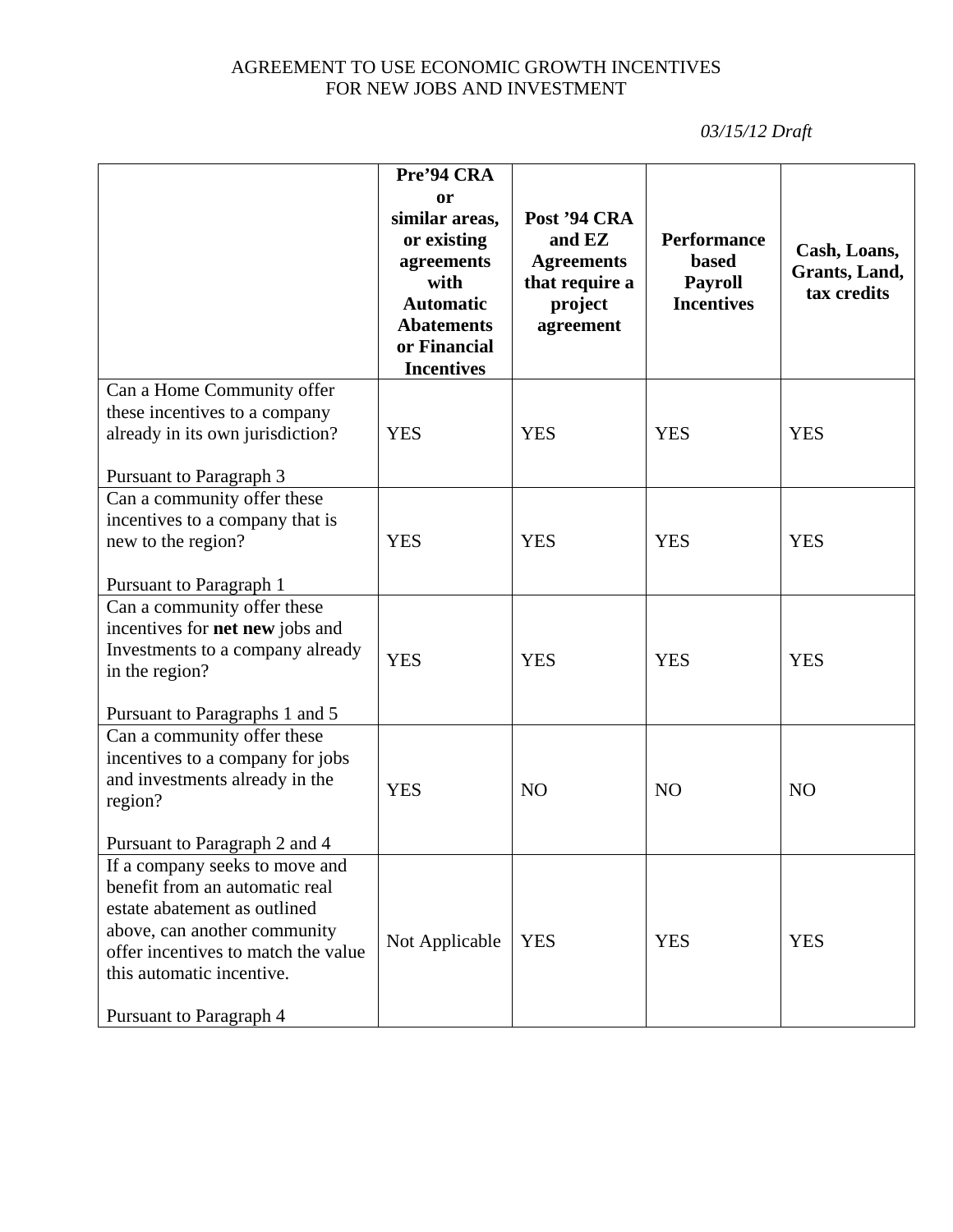AGREEMENT TO USE ECONOMIC GROWTH INCENTIVES
FOR NEW JOBS AND INVESTMENT

*03/15/12 Draft*

| | **Pre'94 CRA or similar areas, or existing agreements with Automatic Abatements or Financial Incentives** | **Post '94 CRA and EZ Agreements that require a project agreement** | **Performance based Payroll Incentives** | **Cash, Loans, Grants, Land, tax credits** |
|---|---|---|---|---|
| Can a Home Community offer these incentives to a company already in its own jurisdiction?<br><br>Pursuant to Paragraph 3 | YES | YES | YES | YES |
| Can a community offer these incentives to a company that is new to the region?<br><br>Pursuant to Paragraph 1 | YES | YES | YES | YES |
| Can a community offer these incentives for **net new** jobs and Investments to a company already in the region?<br><br>Pursuant to Paragraphs 1 and 5 | YES | YES | YES | YES |
| Can a community offer these incentives to a company for jobs and investments already in the region?<br><br>Pursuant to Paragraph 2 and 4 | YES | NO | NO | NO |
| If a company seeks to move and benefit from an automatic real estate abatement as outlined above, can another community offer incentives to match the value this automatic incentive.<br><br>Pursuant to Paragraph 4 | Not Applicable | YES | YES | YES |